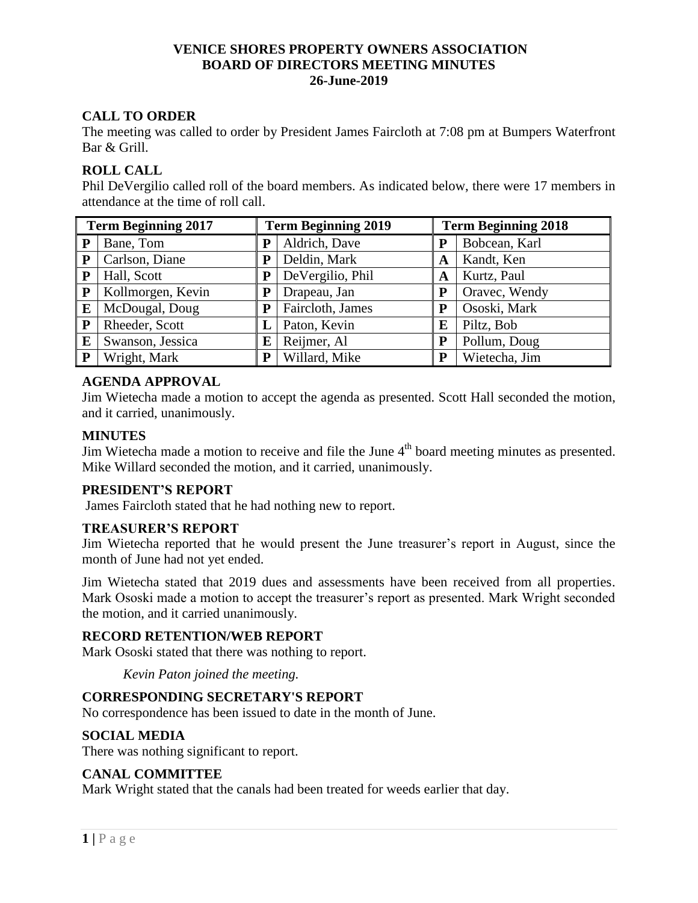# VENICE SHORES PROPERTY OWNERS ASSOCIATION
## BOARD OF DIRECTORS MEETING MINUTES
### 26-June-2019

### CALL TO ORDER

The meeting was called to order by President James Faircloth at 7:08 pm at Bumpers Waterfront Bar & Grill.

### ROLL CALL

Phil DeVergilio called roll of the board members. As indicated below, there were 17 members in attendance at the time of roll call.

| Term Beginning 2017 | | Term Beginning 2019 | | Term Beginning 2018 | |
|---|---|---|---|---|---|
| P | Bane, Tom | P | Aldrich, Dave | P | Bobcean, Karl |
| P | Carlson, Diane | P | Deldin, Mark | A | Kandt, Ken |
| P | Hall, Scott | P | DeVergilio, Phil | A | Kurtz, Paul |
| P | Kollmorgen, Kevin | P | Drapeau, Jan | P | Oravec, Wendy |
| E | McDougal, Doug | P | Faircloth, James | P | Ososki, Mark |
| P | Rheeder, Scott | L | Paton, Kevin | E | Piltz, Bob |
| E | Swanson, Jessica | E | Reijmer, Al | P | Pollum, Doug |
| P | Wright, Mark | P | Willard, Mike | P | Wietecha, Jim |

### AGENDA APPROVAL

Jim Wietecha made a motion to accept the agenda as presented. Scott Hall seconded the motion, and it carried, unanimously.

### MINUTES

Jim Wietecha made a motion to receive and file the June 4th board meeting minutes as presented. Mike Willard seconded the motion, and it carried, unanimously.

### PRESIDENT'S REPORT

James Faircloth stated that he had nothing new to report.

### TREASURER'S REPORT

Jim Wietecha reported that he would present the June treasurer's report in August, since the month of June had not yet ended.

Jim Wietecha stated that 2019 dues and assessments have been received from all properties. Mark Ososki made a motion to accept the treasurer's report as presented. Mark Wright seconded the motion, and it carried unanimously.

### RECORD RETENTION/WEB REPORT

Mark Ososki stated that there was nothing to report.

*Kevin Paton joined the meeting.*

### CORRESPONDING SECRETARY'S REPORT

No correspondence has been issued to date in the month of June.

### SOCIAL MEDIA

There was nothing significant to report.

### CANAL COMMITTEE

Mark Wright stated that the canals had been treated for weeds earlier that day.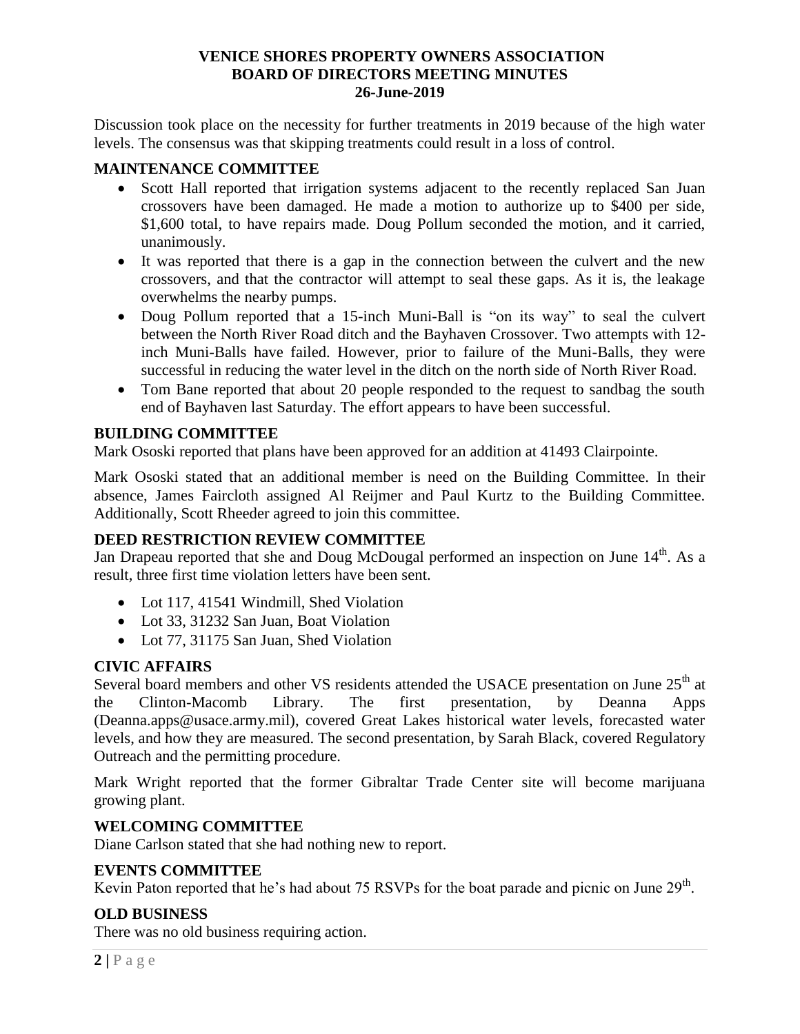**VENICE SHORES PROPERTY OWNERS ASSOCIATION**
**BOARD OF DIRECTORS MEETING MINUTES**
**26-June-2019**

Discussion took place on the necessity for further treatments in 2019 because of the high water levels. The consensus was that skipping treatments could result in a loss of control.

## MAINTENANCE COMMITTEE

- Scott Hall reported that irrigation systems adjacent to the recently replaced San Juan crossovers have been damaged. He made a motion to authorize up to $400 per side, $1,600 total, to have repairs made. Doug Pollum seconded the motion, and it carried, unanimously.
- It was reported that there is a gap in the connection between the culvert and the new crossovers, and that the contractor will attempt to seal these gaps. As it is, the leakage overwhelms the nearby pumps.
- Doug Pollum reported that a 15-inch Muni-Ball is "on its way" to seal the culvert between the North River Road ditch and the Bayhaven Crossover. Two attempts with 12-inch Muni-Balls have failed. However, prior to failure of the Muni-Balls, they were successful in reducing the water level in the ditch on the north side of North River Road.
- Tom Bane reported that about 20 people responded to the request to sandbag the south end of Bayhaven last Saturday. The effort appears to have been successful.

## BUILDING COMMITTEE

Mark Ososki reported that plans have been approved for an addition at 41493 Clairpointe.

Mark Ososki stated that an additional member is need on the Building Committee. In their absence, James Faircloth assigned Al Reijmer and Paul Kurtz to the Building Committee. Additionally, Scott Rheeder agreed to join this committee.

## DEED RESTRICTION REVIEW COMMITTEE

Jan Drapeau reported that she and Doug McDougal performed an inspection on June 14th. As a result, three first time violation letters have been sent.

- Lot 117, 41541 Windmill, Shed Violation
- Lot 33, 31232 San Juan, Boat Violation
- Lot 77, 31175 San Juan, Shed Violation

## CIVIC AFFAIRS

Several board members and other VS residents attended the USACE presentation on June 25th at the Clinton-Macomb Library. The first presentation, by Deanna Apps (Deanna.apps@usace.army.mil), covered Great Lakes historical water levels, forecasted water levels, and how they are measured. The second presentation, by Sarah Black, covered Regulatory Outreach and the permitting procedure.

Mark Wright reported that the former Gibraltar Trade Center site will become marijuana growing plant.

## WELCOMING COMMITTEE

Diane Carlson stated that she had nothing new to report.

## EVENTS COMMITTEE

Kevin Paton reported that he's had about 75 RSVPs for the boat parade and picnic on June 29th.

## OLD BUSINESS

There was no old business requiring action.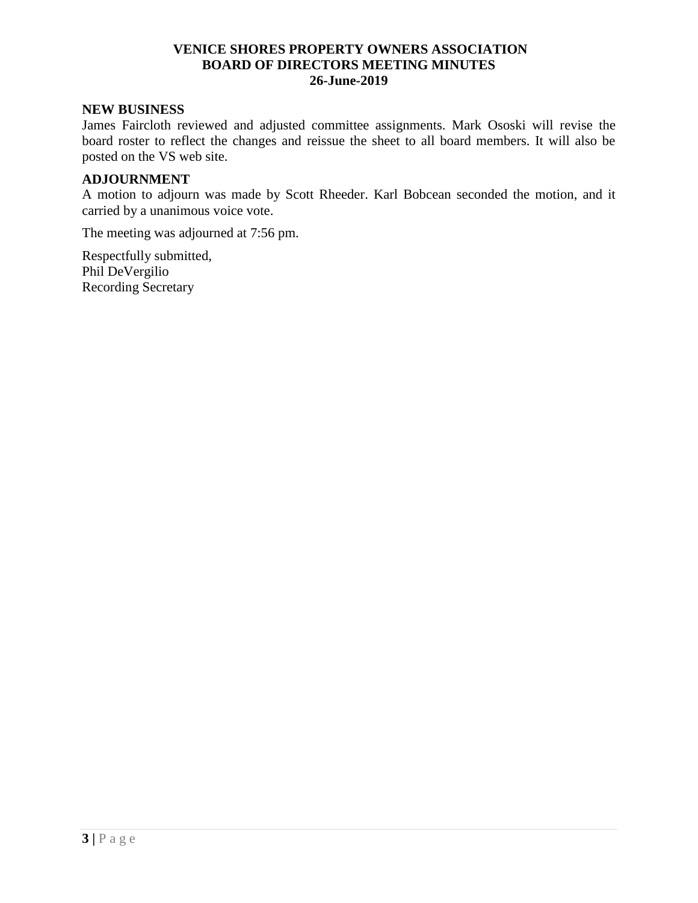**VENICE SHORES PROPERTY OWNERS ASSOCIATION**
**BOARD OF DIRECTORS MEETING MINUTES**
**26-June-2019**

## NEW BUSINESS

James Faircloth reviewed and adjusted committee assignments. Mark Ososki will revise the board roster to reflect the changes and reissue the sheet to all board members. It will also be posted on the VS web site.

## ADJOURNMENT

A motion to adjourn was made by Scott Rheeder. Karl Bobcean seconded the motion, and it carried by a unanimous voice vote.

The meeting was adjourned at 7:56 pm.

Respectfully submitted,
Phil DeVergilio
Recording Secretary